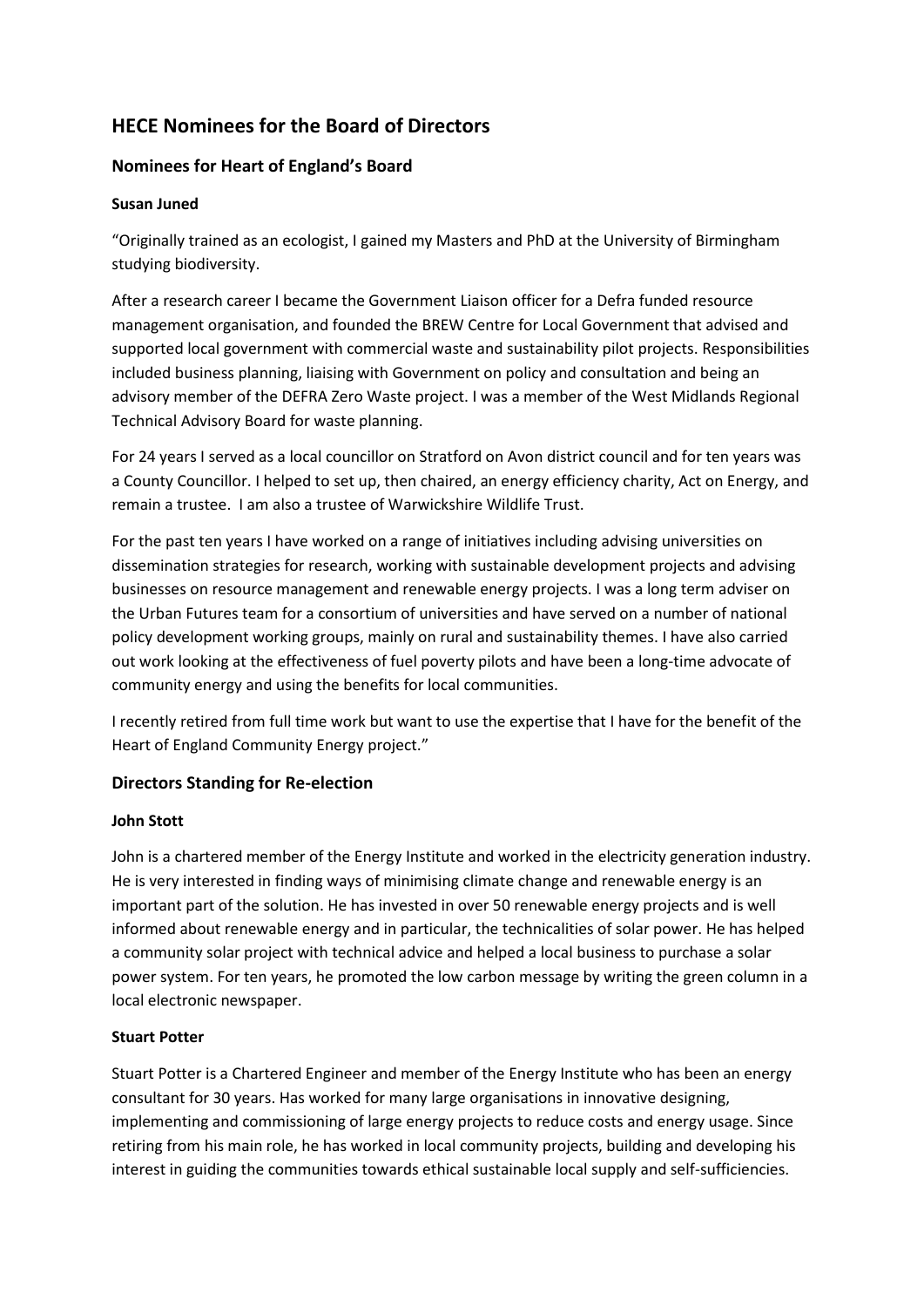# HECE Nominees for the Board of Directors

## Nominees for Heart of England's Board

### Susan Juned

"Originally trained as an ecologist, I gained my Masters and PhD at the University of Birmingham studying biodiversity.

After a research career I became the Government Liaison officer for a Defra funded resource management organisation, and founded the BREW Centre for Local Government that advised and supported local government with commercial waste and sustainability pilot projects. Responsibilities included business planning, liaising with Government on policy and consultation and being an advisory member of the DEFRA Zero Waste project. I was a member of the West Midlands Regional Technical Advisory Board for waste planning.

For 24 years I served as a local councillor on Stratford on Avon district council and for ten years was a County Councillor. I helped to set up, then chaired, an energy efficiency charity, Act on Energy, and remain a trustee. I am also a trustee of Warwickshire Wildlife Trust.

For the past ten years I have worked on a range of initiatives including advising universities on dissemination strategies for research, working with sustainable development projects and advising businesses on resource management and renewable energy projects. I was a long term adviser on the Urban Futures team for a consortium of universities and have served on a number of national policy development working groups, mainly on rural and sustainability themes. I have also carried out work looking at the effectiveness of fuel poverty pilots and have been a long-time advocate of community energy and using the benefits for local communities.

I recently retired from full time work but want to use the expertise that I have for the benefit of the Heart of England Community Energy project."

## Directors Standing for Re-election

### John Stott

John is a chartered member of the Energy Institute and worked in the electricity generation industry. He is very interested in finding ways of minimising climate change and renewable energy is an important part of the solution. He has invested in over 50 renewable energy projects and is well informed about renewable energy and in particular, the technicalities of solar power. He has helped a community solar project with technical advice and helped a local business to purchase a solar power system. For ten years, he promoted the low carbon message by writing the green column in a local electronic newspaper.

### Stuart Potter

Stuart Potter is a Chartered Engineer and member of the Energy Institute who has been an energy consultant for 30 years. Has worked for many large organisations in innovative designing, implementing and commissioning of large energy projects to reduce costs and energy usage. Since retiring from his main role, he has worked in local community projects, building and developing his interest in guiding the communities towards ethical sustainable local supply and self-sufficiencies.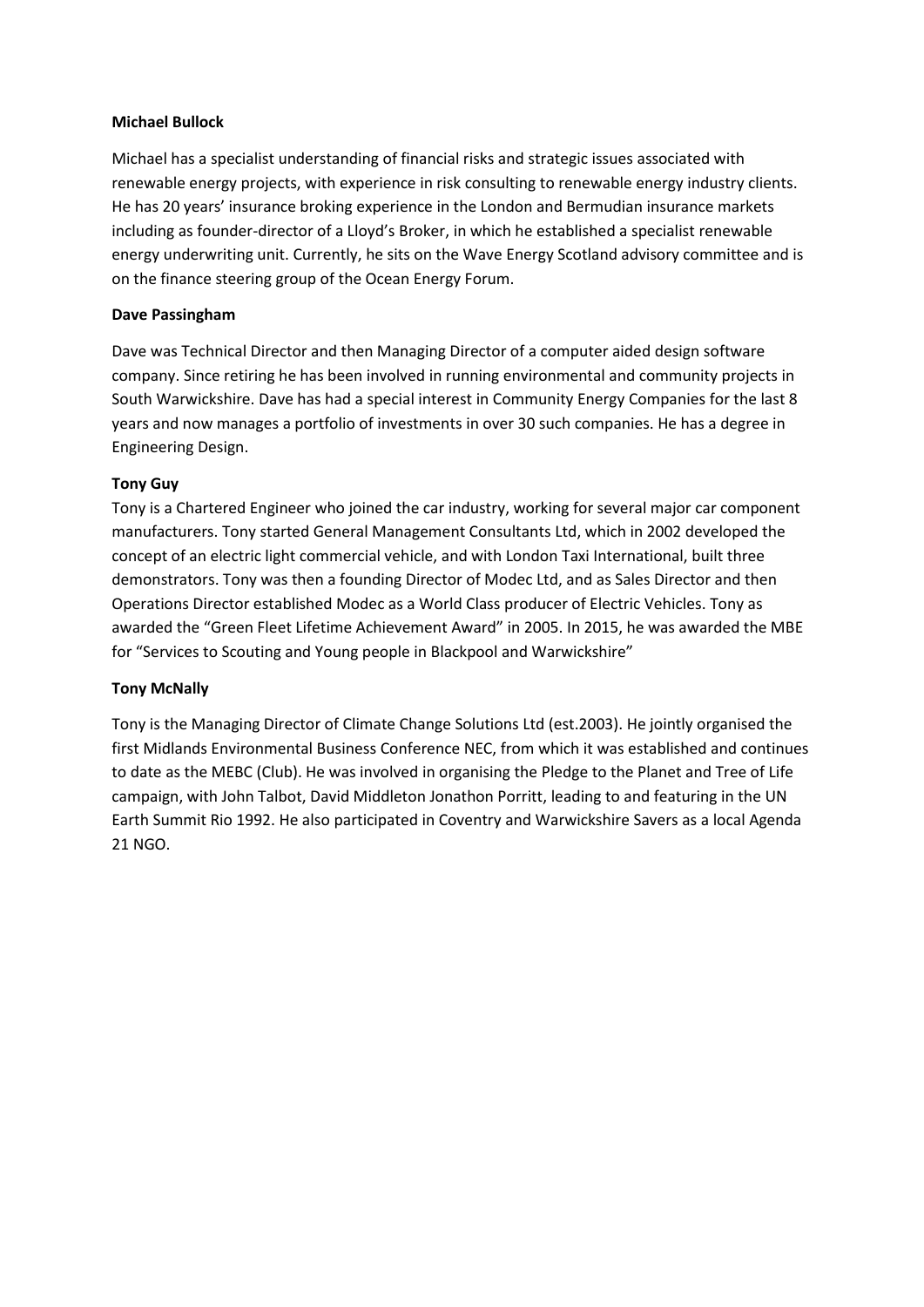**Michael Bullock**

Michael has a specialist understanding of financial risks and strategic issues associated with renewable energy projects, with experience in risk consulting to renewable energy industry clients. He has 20 years' insurance broking experience in the London and Bermudian insurance markets including as founder-director of a Lloyd's Broker, in which he established a specialist renewable energy underwriting unit. Currently, he sits on the Wave Energy Scotland advisory committee and is on the finance steering group of the Ocean Energy Forum.

**Dave Passingham**

Dave was Technical Director and then Managing Director of a computer aided design software company. Since retiring he has been involved in running environmental and community projects in South Warwickshire. Dave has had a special interest in Community Energy Companies for the last 8 years and now manages a portfolio of investments in over 30 such companies. He has a degree in Engineering Design.

**Tony Guy**

Tony is a Chartered Engineer who joined the car industry, working for several major car component manufacturers. Tony started General Management Consultants Ltd, which in 2002 developed the concept of an electric light commercial vehicle, and with London Taxi International, built three demonstrators. Tony was then a founding Director of Modec Ltd, and as Sales Director and then Operations Director established Modec as a World Class producer of Electric Vehicles. Tony as awarded the "Green Fleet Lifetime Achievement Award" in 2005. In 2015, he was awarded the MBE for "Services to Scouting and Young people in Blackpool and Warwickshire"

**Tony McNally**

Tony is the Managing Director of Climate Change Solutions Ltd (est.2003). He jointly organised the first Midlands Environmental Business Conference NEC, from which it was established and continues to date as the MEBC (Club). He was involved in organising the Pledge to the Planet and Tree of Life campaign, with John Talbot, David Middleton Jonathon Porritt, leading to and featuring in the UN Earth Summit Rio 1992. He also participated in Coventry and Warwickshire Savers as a local Agenda 21 NGO.